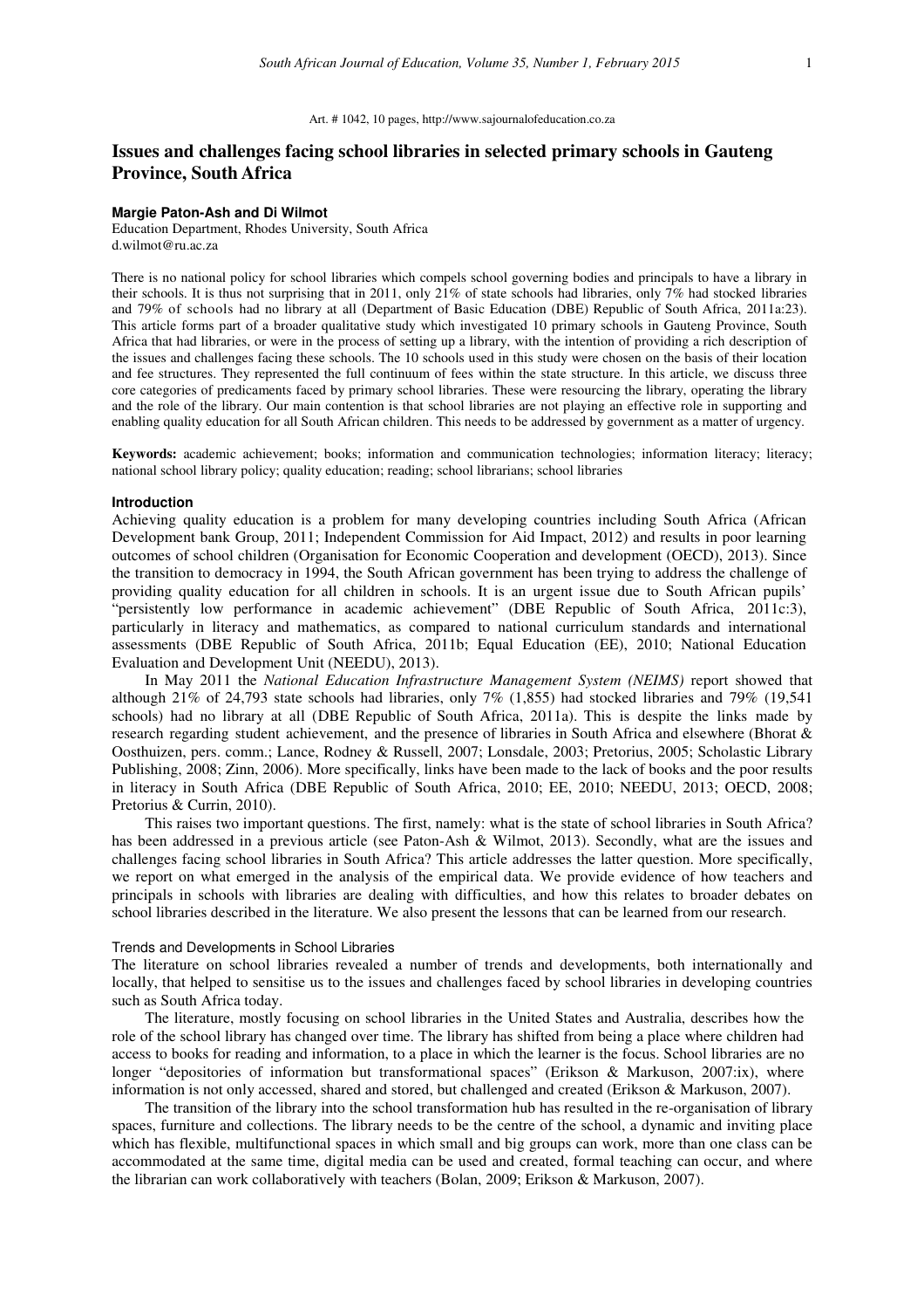Art. # 1042, 10 pages, http://www.sajournalofeducation.co.za

# Issues and challenges facing school libraries in selected primary schools in Gauteng Province, South Africa

**Margie Paton-Ash and Di Wilmot**

Education Department, Rhodes University, South Africa
d.wilmot@ru.ac.za

There is no national policy for school libraries which compels school governing bodies and principals to have a library in their schools. It is thus not surprising that in 2011, only 21% of state schools had libraries, only 7% had stocked libraries and 79% of schools had no library at all (Department of Basic Education (DBE) Republic of South Africa, 2011a:23). This article forms part of a broader qualitative study which investigated 10 primary schools in Gauteng Province, South Africa that had libraries, or were in the process of setting up a library, with the intention of providing a rich description of the issues and challenges facing these schools. The 10 schools used in this study were chosen on the basis of their location and fee structures. They represented the full continuum of fees within the state structure. In this article, we discuss three core categories of predicaments faced by primary school libraries. These were resourcing the library, operating the library and the role of the library. Our main contention is that school libraries are not playing an effective role in supporting and enabling quality education for all South African children. This needs to be addressed by government as a matter of urgency.

**Keywords:** academic achievement; books; information and communication technologies; information literacy; literacy; national school library policy; quality education; reading; school librarians; school libraries

## Introduction

Achieving quality education is a problem for many developing countries including South Africa (African Development bank Group, 2011; Independent Commission for Aid Impact, 2012) and results in poor learning outcomes of school children (Organisation for Economic Cooperation and development (OECD), 2013). Since the transition to democracy in 1994, the South African government has been trying to address the challenge of providing quality education for all children in schools. It is an urgent issue due to South African pupils' "persistently low performance in academic achievement" (DBE Republic of South Africa, 2011c:3), particularly in literacy and mathematics, as compared to national curriculum standards and international assessments (DBE Republic of South Africa, 2011b; Equal Education (EE), 2010; National Education Evaluation and Development Unit (NEEDU), 2013).

In May 2011 the *National Education Infrastructure Management System (NEIMS)* report showed that although 21% of 24,793 state schools had libraries, only 7% (1,855) had stocked libraries and 79% (19,541 schools) had no library at all (DBE Republic of South Africa, 2011a). This is despite the links made by research regarding student achievement, and the presence of libraries in South Africa and elsewhere (Bhorat & Oosthuizen, pers. comm.; Lance, Rodney & Russell, 2007; Lonsdale, 2003; Pretorius, 2005; Scholastic Library Publishing, 2008; Zinn, 2006). More specifically, links have been made to the lack of books and the poor results in literacy in South Africa (DBE Republic of South Africa, 2010; EE, 2010; NEEDU, 2013; OECD, 2008; Pretorius & Currin, 2010).

This raises two important questions. The first, namely: what is the state of school libraries in South Africa? has been addressed in a previous article (see Paton-Ash & Wilmot, 2013). Secondly, what are the issues and challenges facing school libraries in South Africa? This article addresses the latter question. More specifically, we report on what emerged in the analysis of the empirical data. We provide evidence of how teachers and principals in schools with libraries are dealing with difficulties, and how this relates to broader debates on school libraries described in the literature. We also present the lessons that can be learned from our research.

### Trends and Developments in School Libraries

The literature on school libraries revealed a number of trends and developments, both internationally and locally, that helped to sensitise us to the issues and challenges faced by school libraries in developing countries such as South Africa today.

The literature, mostly focusing on school libraries in the United States and Australia, describes how the role of the school library has changed over time. The library has shifted from being a place where children had access to books for reading and information, to a place in which the learner is the focus. School libraries are no longer "depositories of information but transformational spaces" (Erikson & Markuson, 2007:ix), where information is not only accessed, shared and stored, but challenged and created (Erikson & Markuson, 2007).

The transition of the library into the school transformation hub has resulted in the re-organisation of library spaces, furniture and collections. The library needs to be the centre of the school, a dynamic and inviting place which has flexible, multifunctional spaces in which small and big groups can work, more than one class can be accommodated at the same time, digital media can be used and created, formal teaching can occur, and where the librarian can work collaboratively with teachers (Bolan, 2009; Erikson & Markuson, 2007).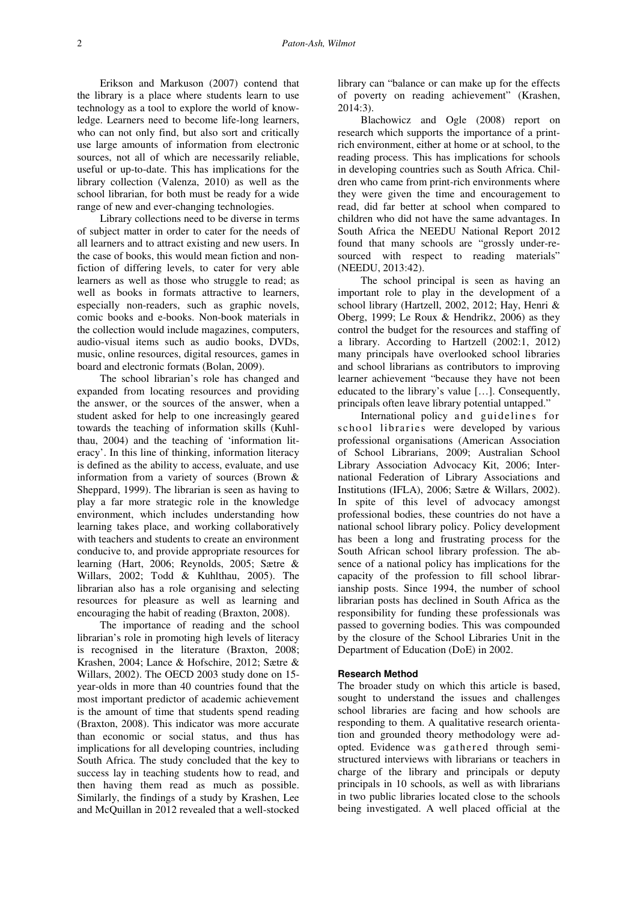Erikson and Markuson (2007) contend that the library is a place where students learn to use technology as a tool to explore the world of knowledge. Learners need to become life-long learners, who can not only find, but also sort and critically use large amounts of information from electronic sources, not all of which are necessarily reliable, useful or up-to-date. This has implications for the library collection (Valenza, 2010) as well as the school librarian, for both must be ready for a wide range of new and ever-changing technologies.

Library collections need to be diverse in terms of subject matter in order to cater for the needs of all learners and to attract existing and new users. In the case of books, this would mean fiction and non-fiction of differing levels, to cater for very able learners as well as those who struggle to read; as well as books in formats attractive to learners, especially non-readers, such as graphic novels, comic books and e-books. Non-book materials in the collection would include magazines, computers, audio-visual items such as audio books, DVDs, music, online resources, digital resources, games in board and electronic formats (Bolan, 2009).

The school librarian's role has changed and expanded from locating resources and providing the answer, or the sources of the answer, when a student asked for help to one increasingly geared towards the teaching of information skills (Kuhlthau, 2004) and the teaching of 'information literacy'. In this line of thinking, information literacy is defined as the ability to access, evaluate, and use information from a variety of sources (Brown & Sheppard, 1999). The librarian is seen as having to play a far more strategic role in the knowledge environment, which includes understanding how learning takes place, and working collaboratively with teachers and students to create an environment conducive to, and provide appropriate resources for learning (Hart, 2006; Reynolds, 2005; Sætre & Willars, 2002; Todd & Kuhlthau, 2005). The librarian also has a role organising and selecting resources for pleasure as well as learning and encouraging the habit of reading (Braxton, 2008).

The importance of reading and the school librarian's role in promoting high levels of literacy is recognised in the literature (Braxton, 2008; Krashen, 2004; Lance & Hofschire, 2012; Sætre & Willars, 2002). The OECD 2003 study done on 15-year-olds in more than 40 countries found that the most important predictor of academic achievement is the amount of time that students spend reading (Braxton, 2008). This indicator was more accurate than economic or social status, and thus has implications for all developing countries, including South Africa. The study concluded that the key to success lay in teaching students how to read, and then having them read as much as possible. Similarly, the findings of a study by Krashen, Lee and McQuillan in 2012 revealed that a well-stocked library can "balance or can make up for the effects of poverty on reading achievement" (Krashen, 2014:3).

Blachowicz and Ogle (2008) report on research which supports the importance of a print-rich environment, either at home or at school, to the reading process. This has implications for schools in developing countries such as South Africa. Children who came from print-rich environments where they were given the time and encouragement to read, did far better at school when compared to children who did not have the same advantages. In South Africa the NEEDU National Report 2012 found that many schools are "grossly under-resourced with respect to reading materials" (NEEDU, 2013:42).

The school principal is seen as having an important role to play in the development of a school library (Hartzell, 2002, 2012; Hay, Henri & Oberg, 1999; Le Roux & Hendrikz, 2006) as they control the budget for the resources and staffing of a library. According to Hartzell (2002:1, 2012) many principals have overlooked school libraries and school librarians as contributors to improving learner achievement "because they have not been educated to the library's value […]. Consequently, principals often leave library potential untapped."

International policy and guidelines for school libraries were developed by various professional organisations (American Association of School Librarians, 2009; Australian School Library Association Advocacy Kit, 2006; International Federation of Library Associations and Institutions (IFLA), 2006; Sætre & Willars, 2002). In spite of this level of advocacy amongst professional bodies, these countries do not have a national school library policy. Policy development has been a long and frustrating process for the South African school library profession. The absence of a national policy has implications for the capacity of the profession to fill school librarianship posts. Since 1994, the number of school librarian posts has declined in South Africa as the responsibility for funding these professionals was passed to governing bodies. This was compounded by the closure of the School Libraries Unit in the Department of Education (DoE) in 2002.

#### Research Method

The broader study on which this article is based, sought to understand the issues and challenges school libraries are facing and how schools are responding to them. A qualitative research orientation and grounded theory methodology were adopted. Evidence was gathered through semi-structured interviews with librarians or teachers in charge of the library and principals or deputy principals in 10 schools, as well as with librarians in two public libraries located close to the schools being investigated. A well placed official at the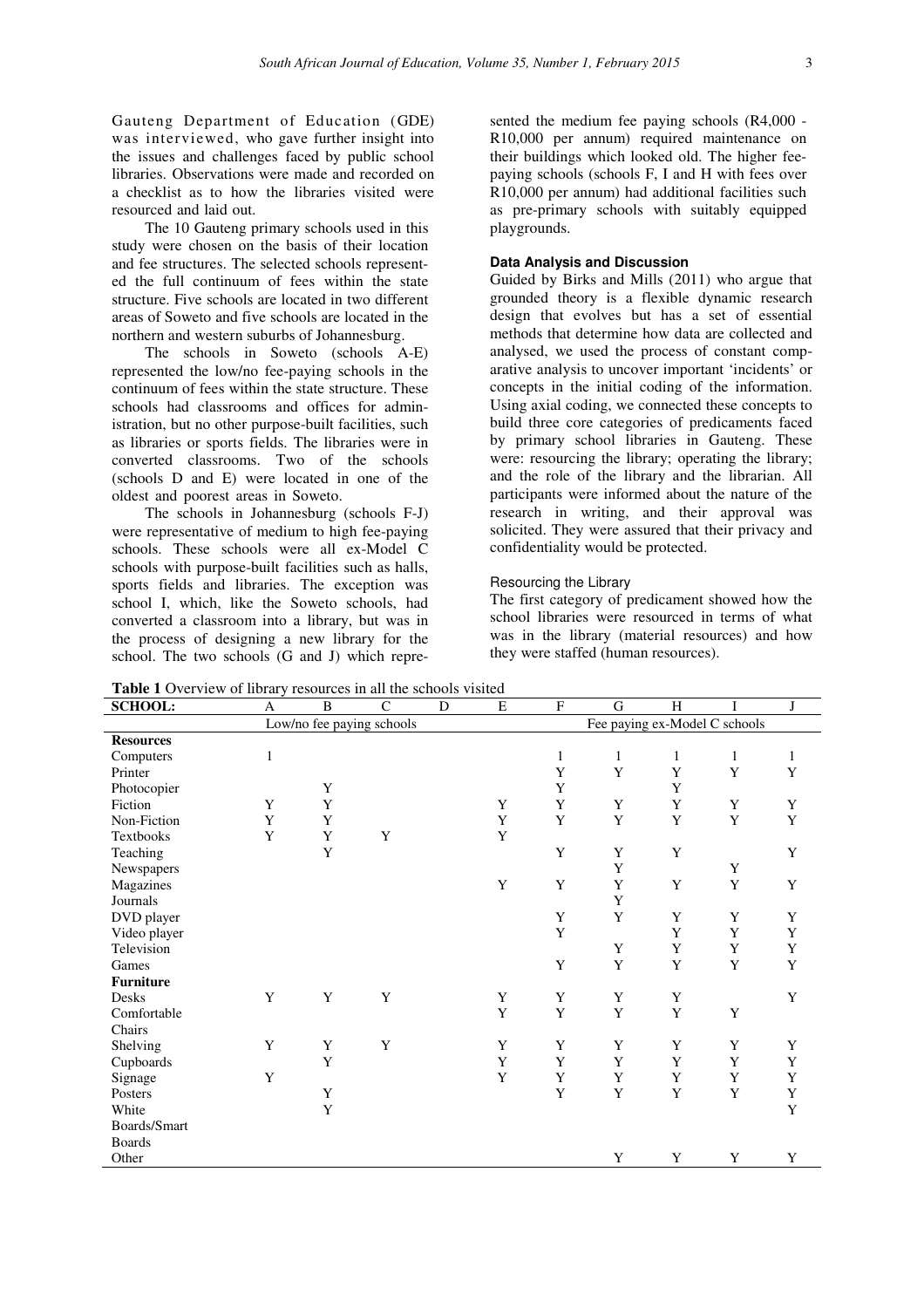Gauteng Department of Education (GDE) was interviewed, who gave further insight into the issues and challenges faced by public school libraries. Observations were made and recorded on a checklist as to how the libraries visited were resourced and laid out.

The 10 Gauteng primary schools used in this study were chosen on the basis of their location and fee structures. The selected schools represented the full continuum of fees within the state structure. Five schools are located in two different areas of Soweto and five schools are located in the northern and western suburbs of Johannesburg.

The schools in Soweto (schools A-E) represented the low/no fee-paying schools in the continuum of fees within the state structure. These schools had classrooms and offices for administration, but no other purpose-built facilities, such as libraries or sports fields. The libraries were in converted classrooms. Two of the schools (schools D and E) were located in one of the oldest and poorest areas in Soweto.

The schools in Johannesburg (schools F-J) were representative of medium to high fee-paying schools. These schools were all ex-Model C schools with purpose-built facilities such as halls, sports fields and libraries. The exception was school I, which, like the Soweto schools, had converted a classroom into a library, but was in the process of designing a new library for the school. The two schools (G and J) which represented the medium fee paying schools (R4,000 - R10,000 per annum) required maintenance on their buildings which looked old. The higher fee-paying schools (schools F, I and H with fees over R10,000 per annum) had additional facilities such as pre-primary schools with suitably equipped playgrounds.

#### Data Analysis and Discussion

Guided by Birks and Mills (2011) who argue that grounded theory is a flexible dynamic research design that evolves but has a set of essential methods that determine how data are collected and analysed, we used the process of constant comparative analysis to uncover important 'incidents' or concepts in the initial coding of the information. Using axial coding, we connected these concepts to build three core categories of predicaments faced by primary school libraries in Gauteng. These were: resourcing the library; operating the library; and the role of the library and the librarian. All participants were informed about the nature of the research in writing, and their approval was solicited. They were assured that their privacy and confidentiality would be protected.

##### Resourcing the Library

The first category of predicament showed how the school libraries were resourced in terms of what was in the library (material resources) and how they were staffed (human resources).

**Table 1** Overview of library resources in all the schools visited

| SCHOOL: | A | B | C | D | E | F | G | H | I | J |
|---|---|---|---|---|---|---|---|---|---|---|
| | Low/no fee paying schools | | | | | Fee paying ex-Model C schools | | | | |
| **Resources** | | | | | | | | | | |
| Computers | 1 | | | | | 1 | 1 | 1 | 1 | 1 |
| Printer | | | | | | Y | Y | Y | Y | Y |
| Photocopier | | Y | | | | Y | | Y | | |
| Fiction | Y | Y | | | Y | Y | Y | Y | Y | Y |
| Non-Fiction | Y | Y | | | Y | Y | Y | Y | Y | Y |
| Textbooks | Y | Y | Y | | Y | | | | | |
| Teaching | | Y | | | | Y | Y | Y | | Y |
| Newspapers | | | | | | | Y | | Y | |
| Magazines | | | | | Y | Y | Y | Y | Y | Y |
| Journals | | | | | | | Y | | | |
| DVD player | | | | | | Y | Y | Y | Y | Y |
| Video player | | | | | | Y | | Y | Y | Y |
| Television | | | | | | | Y | Y | Y | Y |
| Games | | | | | | Y | Y | Y | Y | Y |
| **Furniture** | | | | | | | | | | |
| Desks | Y | Y | Y | | Y | Y | Y | Y | | Y |
| Comfortable Chairs | | | | | Y | Y | Y | Y | Y | |
| Shelving | Y | Y | Y | | Y | Y | Y | Y | Y | Y |
| Cupboards | | Y | | | Y | Y | Y | Y | Y | Y |
| Signage | Y | | | | Y | Y | Y | Y | Y | Y |
| Posters | | Y | | | | Y | Y | Y | Y | Y |
| White Boards/Smart Boards | | Y | | | | | | | | Y |
| Other | | | | | | | Y | Y | Y | Y |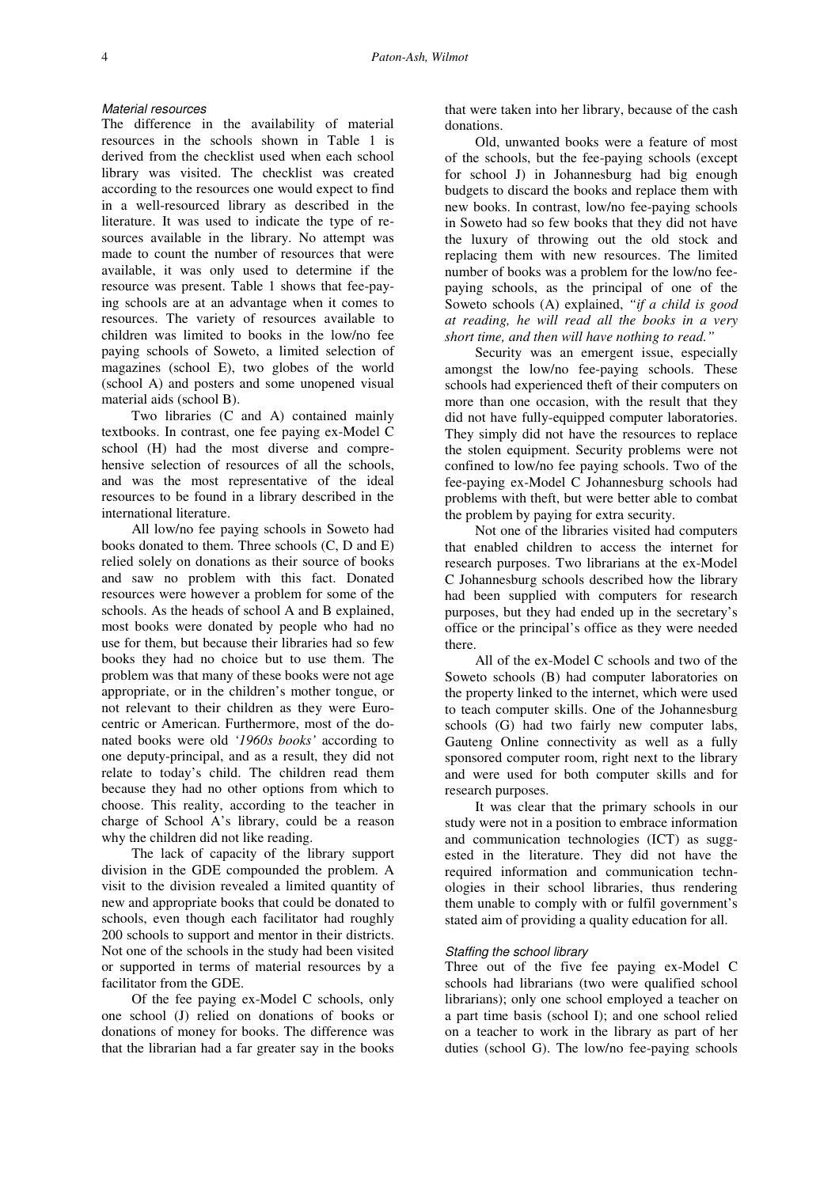### *Material resources*

The difference in the availability of material resources in the schools shown in Table 1 is derived from the checklist used when each school library was visited. The checklist was created according to the resources one would expect to find in a well-resourced library as described in the literature. It was used to indicate the type of resources available in the library. No attempt was made to count the number of resources that were available, it was only used to determine if the resource was present. Table 1 shows that fee-paying schools are at an advantage when it comes to resources. The variety of resources available to children was limited to books in the low/no fee paying schools of Soweto, a limited selection of magazines (school E), two globes of the world (school A) and posters and some unopened visual material aids (school B).

Two libraries (C and A) contained mainly textbooks. In contrast, one fee paying ex-Model C school (H) had the most diverse and comprehensive selection of resources of all the schools, and was the most representative of the ideal resources to be found in a library described in the international literature.

All low/no fee paying schools in Soweto had books donated to them. Three schools (C, D and E) relied solely on donations as their source of books and saw no problem with this fact. Donated resources were however a problem for some of the schools. As the heads of school A and B explained, most books were donated by people who had no use for them, but because their libraries had so few books they had no choice but to use them. The problem was that many of these books were not age appropriate, or in the children's mother tongue, or not relevant to their children as they were Eurocentric or American. Furthermore, most of the donated books were old *'1960s books'* according to one deputy-principal, and as a result, they did not relate to today's child. The children read them because they had no other options from which to choose. This reality, according to the teacher in charge of School A's library, could be a reason why the children did not like reading.

The lack of capacity of the library support division in the GDE compounded the problem. A visit to the division revealed a limited quantity of new and appropriate books that could be donated to schools, even though each facilitator had roughly 200 schools to support and mentor in their districts. Not one of the schools in the study had been visited or supported in terms of material resources by a facilitator from the GDE.

Of the fee paying ex-Model C schools, only one school (J) relied on donations of books or donations of money for books. The difference was that the librarian had a far greater say in the books that were taken into her library, because of the cash donations.

Old, unwanted books were a feature of most of the schools, but the fee-paying schools (except for school J) in Johannesburg had big enough budgets to discard the books and replace them with new books. In contrast, low/no fee-paying schools in Soweto had so few books that they did not have the luxury of throwing out the old stock and replacing them with new resources. The limited number of books was a problem for the low/no fee-paying schools, as the principal of one of the Soweto schools (A) explained, *"if a child is good at reading, he will read all the books in a very short time, and then will have nothing to read."*

Security was an emergent issue, especially amongst the low/no fee-paying schools. These schools had experienced theft of their computers on more than one occasion, with the result that they did not have fully-equipped computer laboratories. They simply did not have the resources to replace the stolen equipment. Security problems were not confined to low/no fee paying schools. Two of the fee-paying ex-Model C Johannesburg schools had problems with theft, but were better able to combat the problem by paying for extra security.

Not one of the libraries visited had computers that enabled children to access the internet for research purposes. Two librarians at the ex-Model C Johannesburg schools described how the library had been supplied with computers for research purposes, but they had ended up in the secretary's office or the principal's office as they were needed there.

All of the ex-Model C schools and two of the Soweto schools (B) had computer laboratories on the property linked to the internet, which were used to teach computer skills. One of the Johannesburg schools (G) had two fairly new computer labs, Gauteng Online connectivity as well as a fully sponsored computer room, right next to the library and were used for both computer skills and for research purposes.

It was clear that the primary schools in our study were not in a position to embrace information and communication technologies (ICT) as suggested in the literature. They did not have the required information and communication technologies in their school libraries, thus rendering them unable to comply with or fulfil government's stated aim of providing a quality education for all.

### *Staffing the school library*

Three out of the five fee paying ex-Model C schools had librarians (two were qualified school librarians); only one school employed a teacher on a part time basis (school I); and one school relied on a teacher to work in the library as part of her duties (school G). The low/no fee-paying schools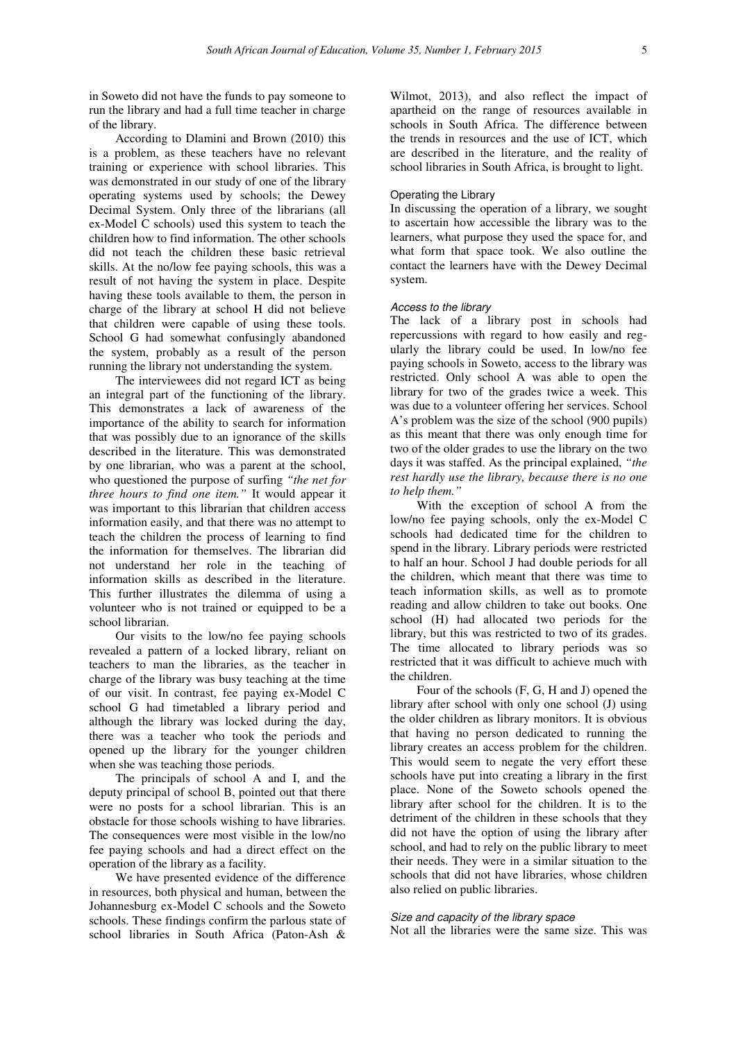in Soweto did not have the funds to pay someone to run the library and had a full time teacher in charge of the library.

According to Dlamini and Brown (2010) this is a problem, as these teachers have no relevant training or experience with school libraries. This was demonstrated in our study of one of the library operating systems used by schools; the Dewey Decimal System. Only three of the librarians (all ex-Model C schools) used this system to teach the children how to find information. The other schools did not teach the children these basic retrieval skills. At the no/low fee paying schools, this was a result of not having the system in place. Despite having these tools available to them, the person in charge of the library at school H did not believe that children were capable of using these tools. School G had somewhat confusingly abandoned the system, probably as a result of the person running the library not understanding the system.

The interviewees did not regard ICT as being an integral part of the functioning of the library. This demonstrates a lack of awareness of the importance of the ability to search for information that was possibly due to an ignorance of the skills described in the literature. This was demonstrated by one librarian, who was a parent at the school, who questioned the purpose of surfing *"the net for three hours to find one item."* It would appear it was important to this librarian that children access information easily, and that there was no attempt to teach the children the process of learning to find the information for themselves. The librarian did not understand her role in the teaching of information skills as described in the literature. This further illustrates the dilemma of using a volunteer who is not trained or equipped to be a school librarian.

Our visits to the low/no fee paying schools revealed a pattern of a locked library, reliant on teachers to man the libraries, as the teacher in charge of the library was busy teaching at the time of our visit. In contrast, fee paying ex-Model C school G had timetabled a library period and although the library was locked during the day, there was a teacher who took the periods and opened up the library for the younger children when she was teaching those periods.

The principals of school A and I, and the deputy principal of school B, pointed out that there were no posts for a school librarian. This is an obstacle for those schools wishing to have libraries. The consequences were most visible in the low/no fee paying schools and had a direct effect on the operation of the library as a facility.

We have presented evidence of the difference in resources, both physical and human, between the Johannesburg ex-Model C schools and the Soweto schools. These findings confirm the parlous state of school libraries in South Africa (Paton-Ash & Wilmot, 2013), and also reflect the impact of apartheid on the range of resources available in schools in South Africa. The difference between the trends in resources and the use of ICT, which are described in the literature, and the reality of school libraries in South Africa, is brought to light.

### Operating the Library

In discussing the operation of a library, we sought to ascertain how accessible the library was to the learners, what purpose they used the space for, and what form that space took. We also outline the contact the learners have with the Dewey Decimal system.

#### *Access to the library*

The lack of a library post in schools had repercussions with regard to how easily and regularly the library could be used. In low/no fee paying schools in Soweto, access to the library was restricted. Only school A was able to open the library for two of the grades twice a week. This was due to a volunteer offering her services. School A's problem was the size of the school (900 pupils) as this meant that there was only enough time for two of the older grades to use the library on the two days it was staffed. As the principal explained, *"the rest hardly use the library, because there is no one to help them."*

With the exception of school A from the low/no fee paying schools, only the ex-Model C schools had dedicated time for the children to spend in the library. Library periods were restricted to half an hour. School J had double periods for all the children, which meant that there was time to teach information skills, as well as to promote reading and allow children to take out books. One school (H) had allocated two periods for the library, but this was restricted to two of its grades. The time allocated to library periods was so restricted that it was difficult to achieve much with the children.

Four of the schools (F, G, H and J) opened the library after school with only one school (J) using the older children as library monitors. It is obvious that having no person dedicated to running the library creates an access problem for the children. This would seem to negate the very effort these schools have put into creating a library in the first place. None of the Soweto schools opened the library after school for the children. It is to the detriment of the children in these schools that they did not have the option of using the library after school, and had to rely on the public library to meet their needs. They were in a similar situation to the schools that did not have libraries, whose children also relied on public libraries.

#### *Size and capacity of the library space*

Not all the libraries were the same size. This was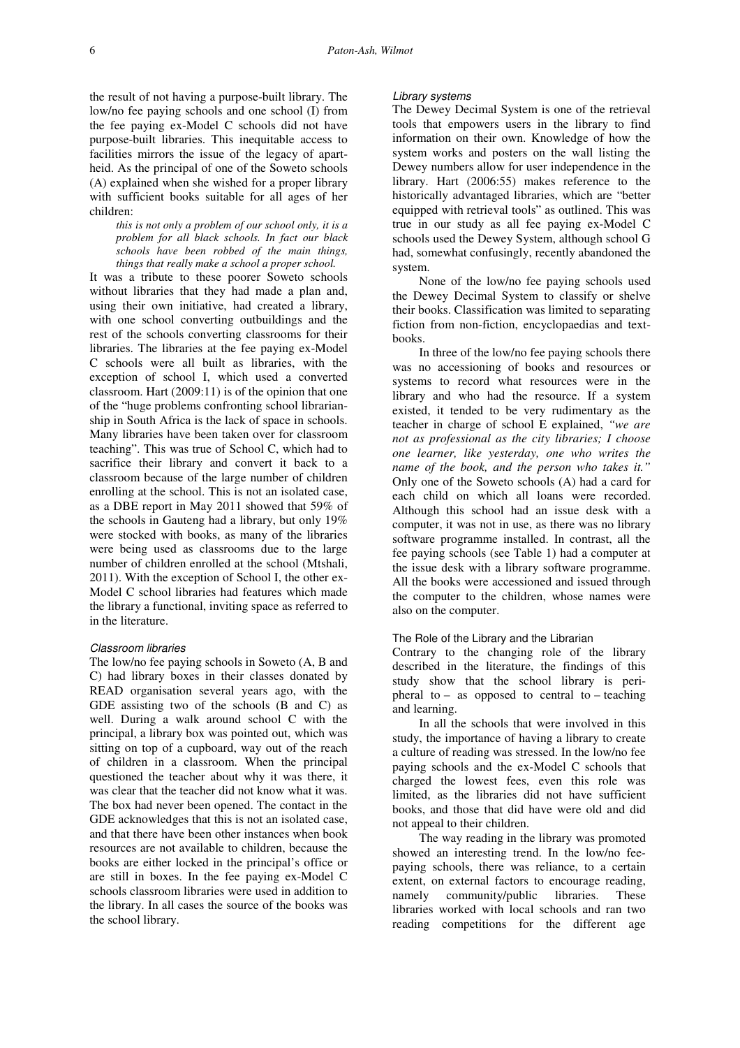the result of not having a purpose-built library. The low/no fee paying schools and one school (I) from the fee paying ex-Model C schools did not have purpose-built libraries. This inequitable access to facilities mirrors the issue of the legacy of apartheid. As the principal of one of the Soweto schools (A) explained when she wished for a proper library with sufficient books suitable for all ages of her children:

> *this is not only a problem of our school only, it is a problem for all black schools. In fact our black schools have been robbed of the main things, things that really make a school a proper school.*

It was a tribute to these poorer Soweto schools without libraries that they had made a plan and, using their own initiative, had created a library, with one school converting outbuildings and the rest of the schools converting classrooms for their libraries. The libraries at the fee paying ex-Model C schools were all built as libraries, with the exception of school I, which used a converted classroom. Hart (2009:11) is of the opinion that one of the "huge problems confronting school librarianship in South Africa is the lack of space in schools. Many libraries have been taken over for classroom teaching". This was true of School C, which had to sacrifice their library and convert it back to a classroom because of the large number of children enrolling at the school. This is not an isolated case, as a DBE report in May 2011 showed that 59% of the schools in Gauteng had a library, but only 19% were stocked with books, as many of the libraries were being used as classrooms due to the large number of children enrolled at the school (Mtshali, 2011). With the exception of School I, the other ex-Model C school libraries had features which made the library a functional, inviting space as referred to in the literature.

#### *Classroom libraries*

The low/no fee paying schools in Soweto (A, B and C) had library boxes in their classes donated by READ organisation several years ago, with the GDE assisting two of the schools (B and C) as well. During a walk around school C with the principal, a library box was pointed out, which was sitting on top of a cupboard, way out of the reach of children in a classroom. When the principal questioned the teacher about why it was there, it was clear that the teacher did not know what it was. The box had never been opened. The contact in the GDE acknowledges that this is not an isolated case, and that there have been other instances when book resources are not available to children, because the books are either locked in the principal's office or are still in boxes. In the fee paying ex-Model C schools classroom libraries were used in addition to the library. In all cases the source of the books was the school library.

#### *Library systems*

The Dewey Decimal System is one of the retrieval tools that empowers users in the library to find information on their own. Knowledge of how the system works and posters on the wall listing the Dewey numbers allow for user independence in the library. Hart (2006:55) makes reference to the historically advantaged libraries, which are "better equipped with retrieval tools" as outlined. This was true in our study as all fee paying ex-Model C schools used the Dewey System, although school G had, somewhat confusingly, recently abandoned the system.

None of the low/no fee paying schools used the Dewey Decimal System to classify or shelve their books. Classification was limited to separating fiction from non-fiction, encyclopaedias and textbooks.

In three of the low/no fee paying schools there was no accessioning of books and resources or systems to record what resources were in the library and who had the resource. If a system existed, it tended to be very rudimentary as the teacher in charge of school E explained, *"we are not as professional as the city libraries; I choose one learner, like yesterday, one who writes the name of the book, and the person who takes it."* Only one of the Soweto schools (A) had a card for each child on which all loans were recorded. Although this school had an issue desk with a computer, it was not in use, as there was no library software programme installed. In contrast, all the fee paying schools (see Table 1) had a computer at the issue desk with a library software programme. All the books were accessioned and issued through the computer to the children, whose names were also on the computer.

### The Role of the Library and the Librarian

Contrary to the changing role of the library described in the literature, the findings of this study show that the school library is peripheral to – as opposed to central to – teaching and learning.

In all the schools that were involved in this study, the importance of having a library to create a culture of reading was stressed. In the low/no fee paying schools and the ex-Model C schools that charged the lowest fees, even this role was limited, as the libraries did not have sufficient books, and those that did have were old and did not appeal to their children.

The way reading in the library was promoted showed an interesting trend. In the low/no fee-paying schools, there was reliance, to a certain extent, on external factors to encourage reading, namely community/public libraries. These libraries worked with local schools and ran two reading competitions for the different age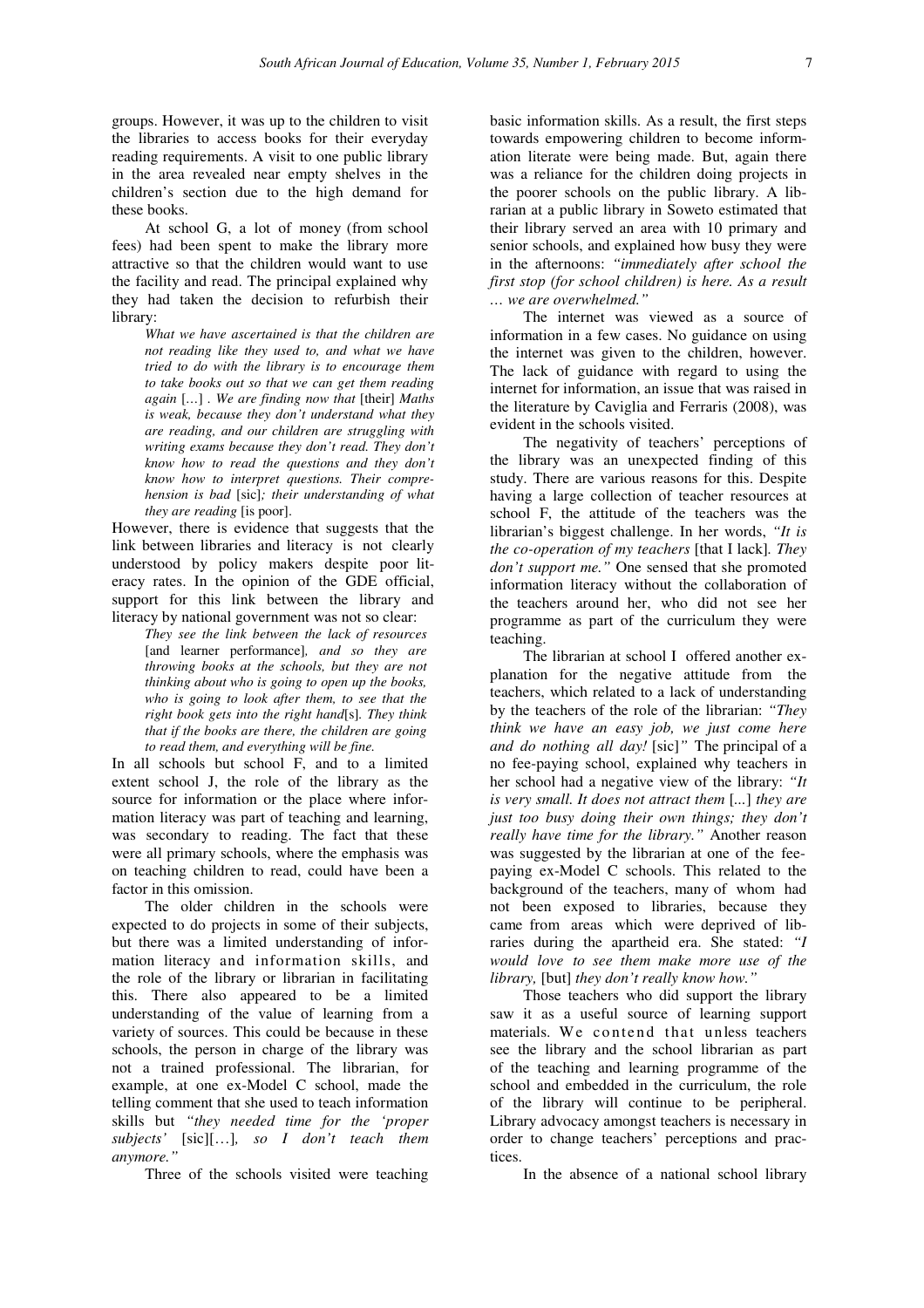groups. However, it was up to the children to visit the libraries to access books for their everyday reading requirements. A visit to one public library in the area revealed near empty shelves in the children's section due to the high demand for these books.

At school G, a lot of money (from school fees) had been spent to make the library more attractive so that the children would want to use the facility and read. The principal explained why they had taken the decision to refurbish their library:

> *What we have ascertained is that the children are not reading like they used to, and what we have tried to do with the library is to encourage them to take books out so that we can get them reading again* [...] . *We are finding now that* [their] *Maths is weak, because they don't understand what they are reading, and our children are struggling with writing exams because they don't read. They don't know how to read the questions and they don't know how to interpret questions. Their comprehension is bad* [sic]*; their understanding of what they are reading* [is poor].

However, there is evidence that suggests that the link between libraries and literacy is not clearly understood by policy makers despite poor literacy rates. In the opinion of the GDE official, support for this link between the library and literacy by national government was not so clear:

> *They see the link between the lack of resources* [and learner performance]*, and so they are throwing books at the schools, but they are not thinking about who is going to open up the books, who is going to look after them, to see that the right book gets into the right hand*[s]*. They think that if the books are there, the children are going to read them, and everything will be fine.*

In all schools but school F, and to a limited extent school J, the role of the library as the source for information or the place where information literacy was part of teaching and learning, was secondary to reading. The fact that these were all primary schools, where the emphasis was on teaching children to read, could have been a factor in this omission.

The older children in the schools were expected to do projects in some of their subjects, but there was a limited understanding of information literacy and information skills, and the role of the library or librarian in facilitating this. There also appeared to be a limited understanding of the value of learning from a variety of sources. This could be because in these schools, the person in charge of the library was not a trained professional. The librarian, for example, at one ex-Model C school, made the telling comment that she used to teach information skills but *"they needed time for the 'proper subjects'* [sic][...]*, so I don't teach them anymore."*

Three of the schools visited were teaching basic information skills. As a result, the first steps towards empowering children to become information literate were being made. But, again there was a reliance for the children doing projects in the poorer schools on the public library. A librarian at a public library in Soweto estimated that their library served an area with 10 primary and senior schools, and explained how busy they were in the afternoons: *"immediately after school the first stop (for school children) is here. As a result … we are overwhelmed."*

The internet was viewed as a source of information in a few cases. No guidance on using the internet was given to the children, however. The lack of guidance with regard to using the internet for information, an issue that was raised in the literature by Caviglia and Ferraris (2008), was evident in the schools visited.

The negativity of teachers' perceptions of the library was an unexpected finding of this study. There are various reasons for this. Despite having a large collection of teacher resources at school F, the attitude of the teachers was the librarian's biggest challenge. In her words, *"It is the co-operation of my teachers* [that I lack]*. They don't support me."* One sensed that she promoted information literacy without the collaboration of the teachers around her, who did not see her programme as part of the curriculum they were teaching.

The librarian at school I offered another explanation for the negative attitude from the teachers, which related to a lack of understanding by the teachers of the role of the librarian: *"They think we have an easy job, we just come here and do nothing all day!* [sic]*"* The principal of a no fee-paying school, explained why teachers in her school had a negative view of the library: *"It is very small. It does not attract them* [...] *they are just too busy doing their own things; they don't really have time for the library."* Another reason was suggested by the librarian at one of the fee-paying ex-Model C schools. This related to the background of the teachers, many of whom had not been exposed to libraries, because they came from areas which were deprived of libraries during the apartheid era. She stated: *"I would love to see them make more use of the library,* [but] *they don't really know how."*

Those teachers who did support the library saw it as a useful source of learning support materials. We contend that unless teachers see the library and the school librarian as part of the teaching and learning programme of the school and embedded in the curriculum, the role of the library will continue to be peripheral. Library advocacy amongst teachers is necessary in order to change teachers' perceptions and practices.

In the absence of a national school library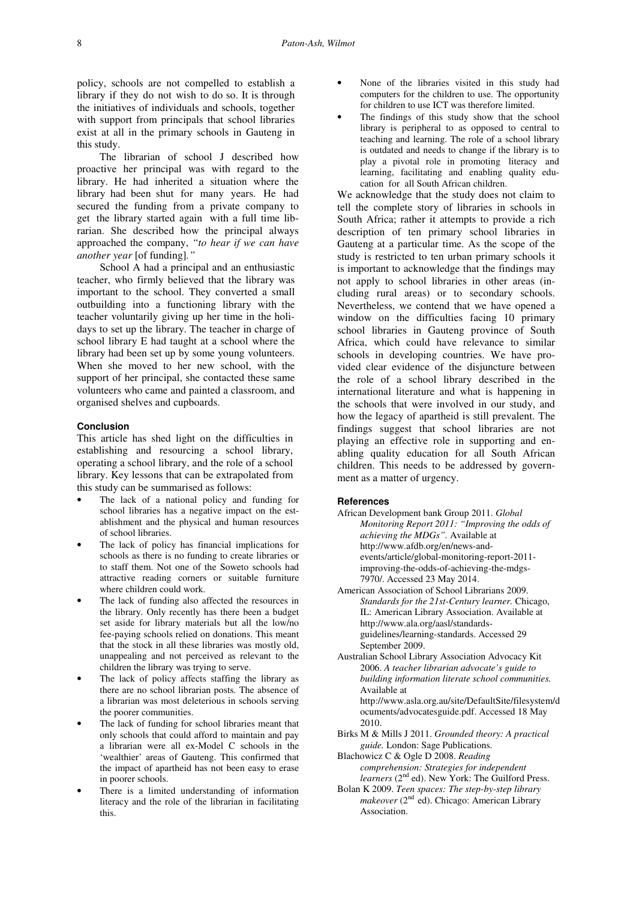policy, schools are not compelled to establish a library if they do not wish to do so. It is through the initiatives of individuals and schools, together with support from principals that school libraries exist at all in the primary schools in Gauteng in this study.

The librarian of school J described how proactive her principal was with regard to the library. He had inherited a situation where the library had been shut for many years. He had secured the funding from a private company to get the library started again with a full time librarian. She described how the principal always approached the company, *"to hear if we can have another year* [of funding]*."*

School A had a principal and an enthusiastic teacher, who firmly believed that the library was important to the school. They converted a small outbuilding into a functioning library with the teacher voluntarily giving up her time in the holidays to set up the library. The teacher in charge of school library E had taught at a school where the library had been set up by some young volunteers. When she moved to her new school, with the support of her principal, she contacted these same volunteers who came and painted a classroom, and organised shelves and cupboards.

### Conclusion

This article has shed light on the difficulties in establishing and resourcing a school library, operating a school library, and the role of a school library. Key lessons that can be extrapolated from this study can be summarised as follows:

- The lack of a national policy and funding for school libraries has a negative impact on the establishment and the physical and human resources of school libraries.
- The lack of policy has financial implications for schools as there is no funding to create libraries or to staff them. Not one of the Soweto schools had attractive reading corners or suitable furniture where children could work.
- The lack of funding also affected the resources in the library. Only recently has there been a budget set aside for library materials but all the low/no fee-paying schools relied on donations. This meant that the stock in all these libraries was mostly old, unappealing and not perceived as relevant to the children the library was trying to serve.
- The lack of policy affects staffing the library as there are no school librarian posts. The absence of a librarian was most deleterious in schools serving the poorer communities.
- The lack of funding for school libraries meant that only schools that could afford to maintain and pay a librarian were all ex-Model C schools in the 'wealthier' areas of Gauteng. This confirmed that the impact of apartheid has not been easy to erase in poorer schools.
- There is a limited understanding of information literacy and the role of the librarian in facilitating this.
- None of the libraries visited in this study had computers for the children to use. The opportunity for children to use ICT was therefore limited.
- The findings of this study show that the school library is peripheral to as opposed to central to teaching and learning. The role of a school library is outdated and needs to change if the library is to play a pivotal role in promoting literacy and learning, facilitating and enabling quality education for all South African children.

We acknowledge that the study does not claim to tell the complete story of libraries in schools in South Africa; rather it attempts to provide a rich description of ten primary school libraries in Gauteng at a particular time. As the scope of the study is restricted to ten urban primary schools it is important to acknowledge that the findings may not apply to school libraries in other areas (including rural areas) or to secondary schools. Nevertheless, we contend that we have opened a window on the difficulties facing 10 primary school libraries in Gauteng province of South Africa, which could have relevance to similar schools in developing countries. We have provided clear evidence of the disjuncture between the role of a school library described in the international literature and what is happening in the schools that were involved in our study, and how the legacy of apartheid is still prevalent. The findings suggest that school libraries are not playing an effective role in supporting and enabling quality education for all South African children. This needs to be addressed by government as a matter of urgency.

### References

African Development bank Group 2011. *Global Monitoring Report 2011: "Improving the odds of achieving the MDGs".* Available at http://www.afdb.org/en/news-and-events/article/global-monitoring-report-2011-improving-the-odds-of-achieving-the-mdgs-7970/. Accessed 23 May 2014.

American Association of School Librarians 2009. *Standards for the 21st-Century learner.* Chicago, IL: American Library Association. Available at http://www.ala.org/aasl/standards-guidelines/learning-standards. Accessed 29 September 2009.

Australian School Library Association Advocacy Kit 2006. *A teacher librarian advocate's guide to building information literate school communities.* Available at http://www.asla.org.au/site/DefaultSite/filesystem/documents/advocatesguide.pdf. Accessed 18 May 2010.

Birks M & Mills J 2011. *Grounded theory: A practical guide.* London: Sage Publications.

Blachowicz C & Ogle D 2008. *Reading comprehension: Strategies for independent learners* (2nd ed). New York: The Guilford Press.

Bolan K 2009. *Teen spaces: The step-by-step library makeover* (2nd ed). Chicago: American Library Association.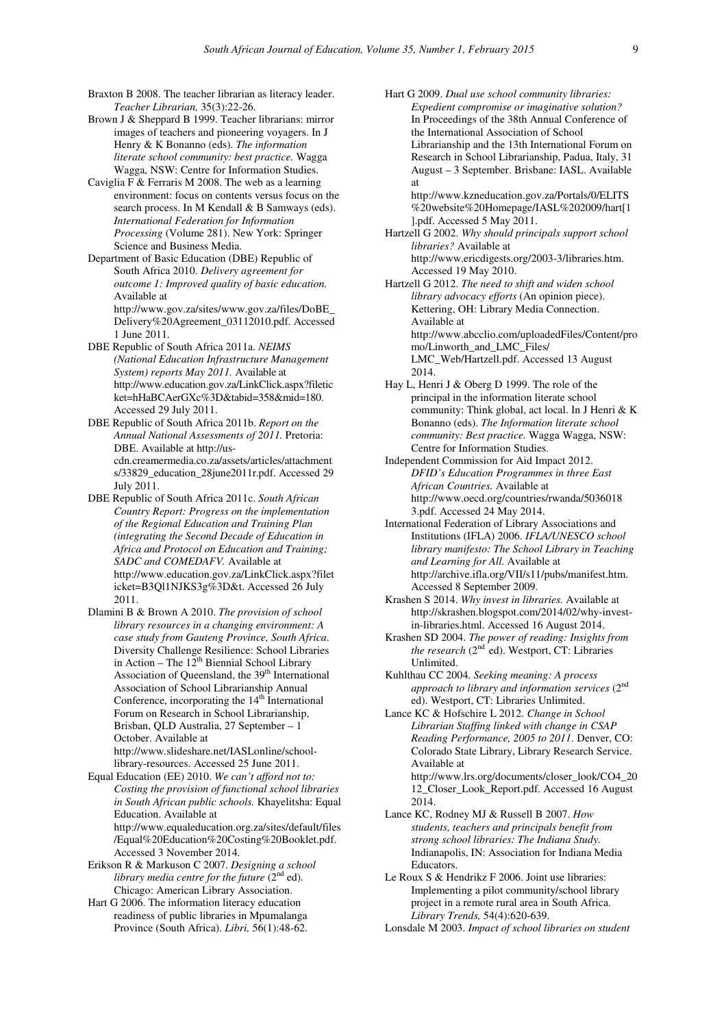Braxton B 2008. The teacher librarian as literacy leader. *Teacher Librarian,* 35(3):22-26.

Brown J & Sheppard B 1999. Teacher librarians: mirror images of teachers and pioneering voyagers. In J Henry & K Bonanno (eds). *The information literate school community: best practice.* Wagga Wagga, NSW: Centre for Information Studies.

Caviglia F & Ferraris M 2008. The web as a learning environment: focus on contents versus focus on the search process. In M Kendall & B Samways (eds). *International Federation for Information Processing* (Volume 281). New York: Springer Science and Business Media.

Department of Basic Education (DBE) Republic of South Africa 2010. *Delivery agreement for outcome 1: Improved quality of basic education.* Available at http://www.gov.za/sites/www.gov.za/files/DoBE_Delivery%20Agreement_03112010.pdf. Accessed 1 June 2011.

DBE Republic of South Africa 2011a. *NEIMS (National Education Infrastructure Management System) reports May 2011.* Available at http://www.education.gov.za/LinkClick.aspx?fileticket=hHaBCAerGXc%3D&tabid=358&mid=180. Accessed 29 July 2011.

DBE Republic of South Africa 2011b. *Report on the Annual National Assessments of 2011.* Pretoria: DBE. Available at http://us-cdn.creamermedia.co.za/assets/articles/attachments/33829_education_28june2011r.pdf. Accessed 29 July 2011.

DBE Republic of South Africa 2011c. *South African Country Report: Progress on the implementation of the Regional Education and Training Plan (integrating the Second Decade of Education in Africa and Protocol on Education and Training; SADC and COMEDAFV.* Available at http://www.education.gov.za/LinkClick.aspx?fileticket=B3Ql1NJKS3g%3D&t. Accessed 26 July 2011.

Dlamini B & Brown A 2010. *The provision of school library resources in a changing environment: A case study from Gauteng Province, South Africa.* Diversity Challenge Resilience: School Libraries in Action – The 12th Biennial School Library Association of Queensland, the 39th International Association of School Librarianship Annual Conference, incorporating the 14th International Forum on Research in School Librarianship, Brisban, QLD Australia, 27 September – 1 October. Available at http://www.slideshare.net/IASLonline/school-library-resources. Accessed 25 June 2011.

Equal Education (EE) 2010. *We can't afford not to: Costing the provision of functional school libraries in South African public schools.* Khayelitsha: Equal Education. Available at http://www.equaleducation.org.za/sites/default/files/Equal%20Education%20Costing%20Booklet.pdf. Accessed 3 November 2014.

Erikson R & Markuson C 2007. *Designing a school library media centre for the future* (2nd ed)*.* Chicago: American Library Association.

Hart G 2006. The information literacy education readiness of public libraries in Mpumalanga Province (South Africa). *Libri,* 56(1):48-62.

Hart G 2009. *Dual use school community libraries: Expedient compromise or imaginative solution?* In Proceedings of the 38th Annual Conference of the International Association of School Librarianship and the 13th International Forum on Research in School Librarianship, Padua, Italy, 31 August – 3 September. Brisbane: IASL. Available at http://www.kzneducation.gov.za/Portals/0/ELITS%20website%20Homepage/IASL%202009/hart[1].pdf. Accessed 5 May 2011.

Hartzell G 2002. *Why should principals support school libraries?* Available at http://www.ericdigests.org/2003-3/libraries.htm. Accessed 19 May 2010.

Hartzell G 2012. *The need to shift and widen school library advocacy efforts* (An opinion piece). Kettering, OH: Library Media Connection. Available at http://www.abcclio.com/uploadedFiles/Content/promo/Linworth_and_LMC_Files/LMC_Web/Hartzell.pdf. Accessed 13 August 2014.

Hay L, Henri J & Oberg D 1999. The role of the principal in the information literate school community: Think global, act local. In J Henri & K Bonanno (eds). *The Information literate school community: Best practice.* Wagga Wagga, NSW: Centre for Information Studies.

Independent Commission for Aid Impact 2012. *DFID's Education Programmes in three East African Countries.* Available at http://www.oecd.org/countries/rwanda/50360183.pdf. Accessed 24 May 2014.

International Federation of Library Associations and Institutions (IFLA) 2006. *IFLA/UNESCO school library manifesto: The School Library in Teaching and Learning for All.* Available at http://archive.ifla.org/VII/s11/pubs/manifest.htm. Accessed 8 September 2009.

Krashen S 2014. *Why invest in libraries.* Available at http://skrashen.blogspot.com/2014/02/why-invest-in-libraries.html. Accessed 16 August 2014.

Krashen SD 2004. *The power of reading: Insights from the research* (2nd ed). Westport, CT: Libraries Unlimited.

Kuhlthau CC 2004. *Seeking meaning: A process approach to library and information services* (2nd ed). Westport, CT: Libraries Unlimited.

Lance KC & Hofschire L 2012. *Change in School Librarian Staffing linked with change in CSAP Reading Performance, 2005 to 2011.* Denver, CO: Colorado State Library, Library Research Service. Available at http://www.lrs.org/documents/closer_look/CO4_2012_Closer_Look_Report.pdf. Accessed 16 August 2014.

Lance KC, Rodney MJ & Russell B 2007. *How students, teachers and principals benefit from strong school libraries: The Indiana Study.* Indianapolis, IN: Association for Indiana Media Educators.

Le Roux S & Hendrikz F 2006. Joint use libraries: Implementing a pilot community/school library project in a remote rural area in South Africa. *Library Trends,* 54(4):620-639.

Lonsdale M 2003. *Impact of school libraries on student*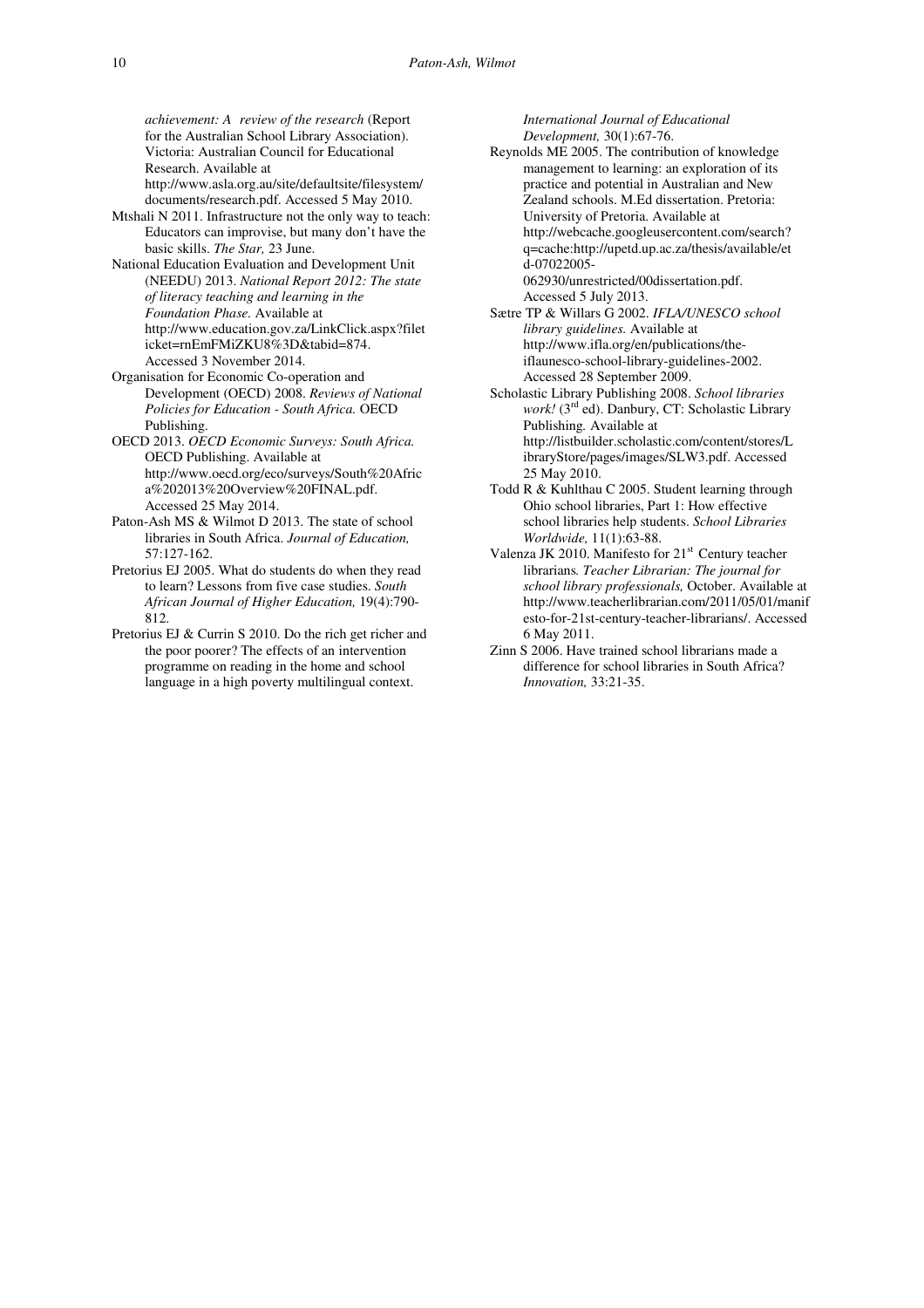*achievement: A review of the research* (Report for the Australian School Library Association). Victoria: Australian Council for Educational Research. Available at http://www.asla.org.au/site/defaultsite/filesystem/documents/research.pdf. Accessed 5 May 2010.

Mtshali N 2011. Infrastructure not the only way to teach: Educators can improvise, but many don't have the basic skills. *The Star,* 23 June.

National Education Evaluation and Development Unit (NEEDU) 2013. *National Report 2012: The state of literacy teaching and learning in the Foundation Phase.* Available at http://www.education.gov.za/LinkClick.aspx?fileticket=rnEmFMiZKU8%3D&tabid=874. Accessed 3 November 2014.

Organisation for Economic Co-operation and Development (OECD) 2008. *Reviews of National Policies for Education - South Africa.* OECD Publishing.

OECD 2013. *OECD Economic Surveys: South Africa.* OECD Publishing. Available at http://www.oecd.org/eco/surveys/South%20Africa%202013%20Overview%20FINAL.pdf. Accessed 25 May 2014.

Paton-Ash MS & Wilmot D 2013. The state of school libraries in South Africa. *Journal of Education,* 57:127-162.

Pretorius EJ 2005. What do students do when they read to learn? Lessons from five case studies. *South African Journal of Higher Education,* 19(4):790-812.

Pretorius EJ & Currin S 2010. Do the rich get richer and the poor poorer? The effects of an intervention programme on reading in the home and school language in a high poverty multilingual context. *International Journal of Educational Development,* 30(1):67-76.

Reynolds ME 2005. The contribution of knowledge management to learning: an exploration of its practice and potential in Australian and New Zealand schools. M.Ed dissertation. Pretoria: University of Pretoria. Available at http://webcache.googleusercontent.com/search?q=cache:http://upetd.up.ac.za/thesis/available/etd-07022005-062930/unrestricted/00dissertation.pdf. Accessed 5 July 2013.

Sætre TP & Willars G 2002. *IFLA/UNESCO school library guidelines.* Available at http://www.ifla.org/en/publications/the-iflaunesco-school-library-guidelines-2002. Accessed 28 September 2009.

Scholastic Library Publishing 2008. *School libraries work!* (3rd ed). Danbury, CT: Scholastic Library Publishing. Available at http://listbuilder.scholastic.com/content/stores/LibraryStore/pages/images/SLW3.pdf. Accessed 25 May 2010.

Todd R & Kuhlthau C 2005. Student learning through Ohio school libraries, Part 1: How effective school libraries help students. *School Libraries Worldwide,* 11(1):63-88.

Valenza JK 2010. Manifesto for 21st Century teacher librarians. *Teacher Librarian: The journal for school library professionals,* October. Available at http://www.teacherlibrarian.com/2011/05/01/manifesto-for-21st-century-teacher-librarians/. Accessed 6 May 2011.

Zinn S 2006. Have trained school librarians made a difference for school libraries in South Africa? *Innovation,* 33:21-35.